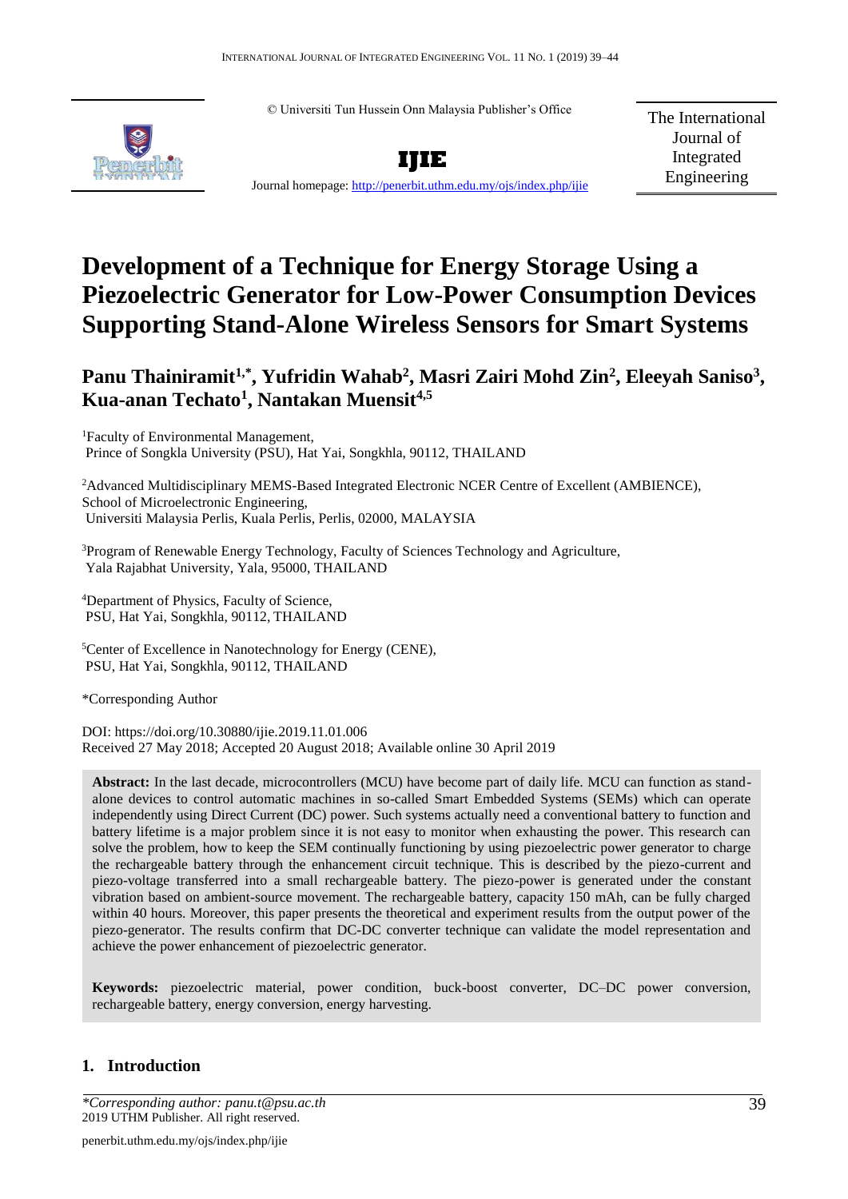© Universiti Tun Hussein Onn Malaysia Publisher's Office

**IJIE**

Journal homepage: http://penerbit.uthm.edu.my/ojs/index.php/ijie

The International Journal of Integrated Engineering

# Development of a Technique for Energy Storage Using a Piezoelectric Generator for Low-Power Consumption Devices Supporting Stand-Alone Wireless Sensors for Smart Systems

**Panu Thainiramit[1,*], Yufridin Wahab[2], Masri Zairi Mohd Zin[2], Eleeyah Saniso[3], Kua-anan Techato[1], Nantakan Muensit[4,5]**

[1]Faculty of Environmental Management,
Prince of Songkla University (PSU), Hat Yai, Songkhla, 90112, THAILAND

[2]Advanced Multidisciplinary MEMS-Based Integrated Electronic NCER Centre of Excellent (AMBIENCE),
School of Microelectronic Engineering,
Universiti Malaysia Perlis, Kuala Perlis, Perlis, 02000, MALAYSIA

[3]Program of Renewable Energy Technology, Faculty of Sciences Technology and Agriculture,
Yala Rajabhat University, Yala, 95000, THAILAND

[4]Department of Physics, Faculty of Science,
PSU, Hat Yai, Songkhla, 90112, THAILAND

[5]Center of Excellence in Nanotechnology for Energy (CENE),
PSU, Hat Yai, Songkhla, 90112, THAILAND

*Corresponding Author

DOI: https://doi.org/10.30880/ijie.2019.11.01.006
Received 27 May 2018; Accepted 20 August 2018; Available online 30 April 2019

**Abstract:** In the last decade, microcontrollers (MCU) have become part of daily life. MCU can function as stand-alone devices to control automatic machines in so-called Smart Embedded Systems (SEMs) which can operate independently using Direct Current (DC) power. Such systems actually need a conventional battery to function and battery lifetime is a major problem since it is not easy to monitor when exhausting the power. This research can solve the problem, how to keep the SEM continually functioning by using piezoelectric power generator to charge the rechargeable battery through the enhancement circuit technique. This is described by the piezo-current and piezo-voltage transferred into a small rechargeable battery. The piezo-power is generated under the constant vibration based on ambient-source movement. The rechargeable battery, capacity 150 mAh, can be fully charged within 40 hours. Moreover, this paper presents the theoretical and experiment results from the output power of the piezo-generator. The results confirm that DC-DC converter technique can validate the model representation and achieve the power enhancement of piezoelectric generator.

**Keywords:** piezoelectric material, power condition, buck-boost converter, DC–DC power conversion, rechargeable battery, energy conversion, energy harvesting.

## 1. Introduction

*\*Corresponding author: panu.t@psu.ac.th*
2019 UTHM Publisher. All right reserved.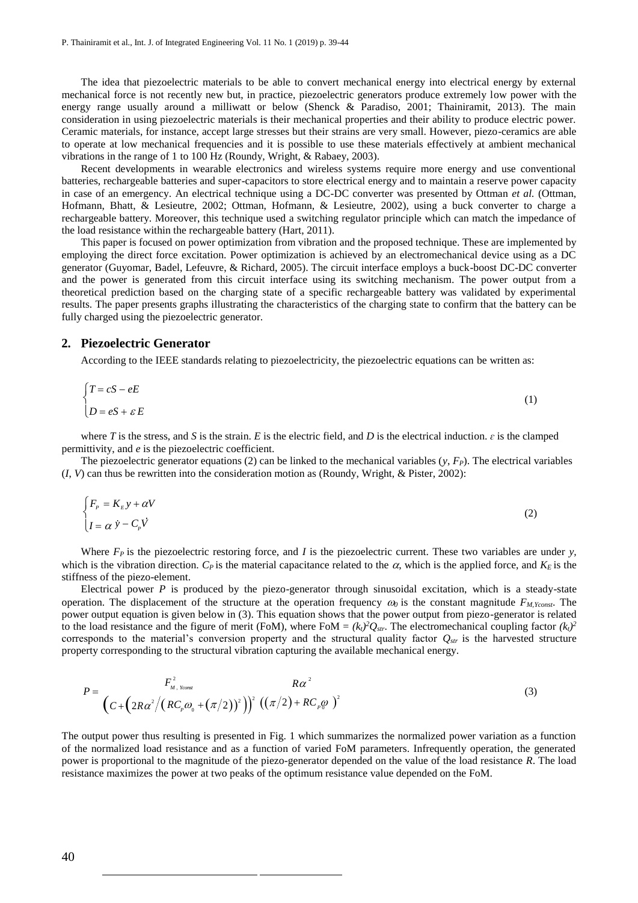The idea that piezoelectric materials to be able to convert mechanical energy into electrical energy by external mechanical force is not recently new but, in practice, piezoelectric generators produce extremely low power with the energy range usually around a milliwatt or below (Shenck & Paradiso, 2001; Thainiramit, 2013). The main consideration in using piezoelectric materials is their mechanical properties and their ability to produce electric power. Ceramic materials, for instance, accept large stresses but their strains are very small. However, piezo-ceramics are able to operate at low mechanical frequencies and it is possible to use these materials effectively at ambient mechanical vibrations in the range of 1 to 100 Hz (Roundy, Wright, & Rabaey, 2003).

Recent developments in wearable electronics and wireless systems require more energy and use conventional batteries, rechargeable batteries and super-capacitors to store electrical energy and to maintain a reserve power capacity in case of an emergency. An electrical technique using a DC-DC converter was presented by Ottman *et al.* (Ottman, Hofmann, Bhatt, & Lesieutre, 2002; Ottman, Hofmann, & Lesieutre, 2002), using a buck converter to charge a rechargeable battery. Moreover, this technique used a switching regulator principle which can match the impedance of the load resistance within the rechargeable battery (Hart, 2011).

This paper is focused on power optimization from vibration and the proposed technique. These are implemented by employing the direct force excitation. Power optimization is achieved by an electromechanical device using as a DC generator (Guyomar, Badel, Lefeuvre, & Richard, 2005). The circuit interface employs a buck-boost DC-DC converter and the power is generated from this circuit interface using its switching mechanism. The power output from a theoretical prediction based on the charging state of a specific rechargeable battery was validated by experimental results. The paper presents graphs illustrating the characteristics of the charging state to confirm that the battery can be fully charged using the piezoelectric generator.

## 2. Piezoelectric Generator

According to the IEEE standards relating to piezoelectricity, the piezoelectric equations can be written as:

$$\begin{cases} T = cS - eE \\ D = eS + \varepsilon E \end{cases} \tag{1}$$

where $T$ is the stress, and $S$ is the strain. $E$ is the electric field, and $D$ is the electrical induction. $\varepsilon$ is the clamped permittivity, and $e$ is the piezoelectric coefficient.

The piezoelectric generator equations (2) can be linked to the mechanical variables ($y$, $F_P$). The electrical variables ($I$, $V$) can thus be rewritten into the consideration motion as (Roundy, Wright, & Pister, 2002):

$$\begin{cases} F_P = K_E y + \alpha V \\ I = \alpha \dot{y} - C_P \dot{V} \end{cases} \tag{2}$$

Where $F_P$ is the piezoelectric restoring force, and $I$ is the piezoelectric current. These two variables are under $y$, which is the vibration direction. $C_P$ is the material capacitance related to the $\alpha$, which is the applied force, and $K_E$ is the stiffness of the piezo-element.

Electrical power $P$ is produced by the piezo-generator through sinusoidal excitation, which is a steady-state operation. The displacement of the structure at the operation frequency $\omega_0$ is the constant magnitude $F_{M,Yconst}$. The power output equation is given below in (3). This equation shows that the power output from piezo-generator is related to the load resistance and the figure of merit (FoM), where FoM = $(k_t)^2 Q_{str}$. The electromechanical coupling factor $(k_t)^2$ corresponds to the material's conversion property and the structural quality factor $Q_{str}$ is the harvested structure property corresponding to the structural vibration capturing the available mechanical energy.

$$P = \frac{F^2_{M,Yconst}}{\left(C + \left(2R\alpha^2 / \left(RC_P\omega_0 + (\pi/2)\right)^2\right)\right)^2} \frac{R\alpha^2}{\left((\pi/2) + RC_P\omega_0\right)^2} \tag{3}$$

The output power thus resulting is presented in Fig. 1 which summarizes the normalized power variation as a function of the normalized load resistance and as a function of varied FoM parameters. Infrequently operation, the generated power is proportional to the magnitude of the piezo-generator depended on the value of the load resistance $R$. The load resistance maximizes the power at two peaks of the optimum resistance value depended on the FoM.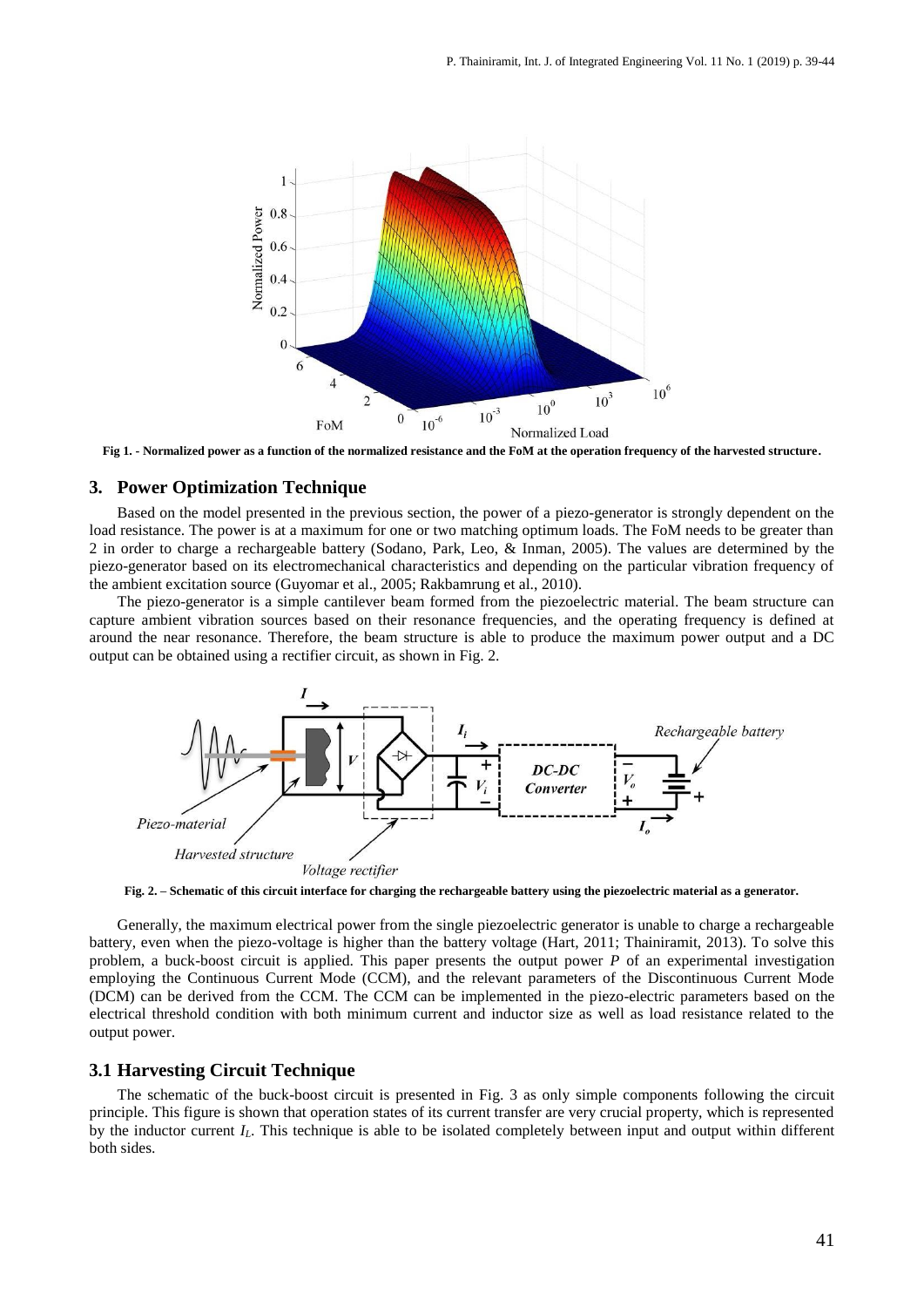Fig 1. - Normalized power as a function of the normalized resistance and the FoM at the operation frequency of the harvested structure.

## 3. Power Optimization Technique

Based on the model presented in the previous section, the power of a piezo-generator is strongly dependent on the load resistance. The power is at a maximum for one or two matching optimum loads. The FoM needs to be greater than 2 in order to charge a rechargeable battery (Sodano, Park, Leo, & Inman, 2005). The values are determined by the piezo-generator based on its electromechanical characteristics and depending on the particular vibration frequency of the ambient excitation source (Guyomar et al., 2005; Rakbamrung et al., 2010).

The piezo-generator is a simple cantilever beam formed from the piezoelectric material. The beam structure can capture ambient vibration sources based on their resonance frequencies, and the operating frequency is defined at around the near resonance. Therefore, the beam structure is able to produce the maximum power output and a DC output can be obtained using a rectifier circuit, as shown in Fig. 2.

Fig. 2. – Schematic of this circuit interface for charging the rechargeable battery using the piezoelectric material as a generator.

Generally, the maximum electrical power from the single piezoelectric generator is unable to charge a rechargeable battery, even when the piezo-voltage is higher than the battery voltage (Hart, 2011; Thainiramit, 2013). To solve this problem, a buck-boost circuit is applied. This paper presents the output power $P$ of an experimental investigation employing the Continuous Current Mode (CCM), and the relevant parameters of the Discontinuous Current Mode (DCM) can be derived from the CCM. The CCM can be implemented in the piezo-electric parameters based on the electrical threshold condition with both minimum current and inductor size as well as load resistance related to the output power.

### 3.1 Harvesting Circuit Technique

The schematic of the buck-boost circuit is presented in Fig. 3 as only simple components following the circuit principle. This figure is shown that operation states of its current transfer are very crucial property, which is represented by the inductor current $I_L$. This technique is able to be isolated completely between input and output within different both sides.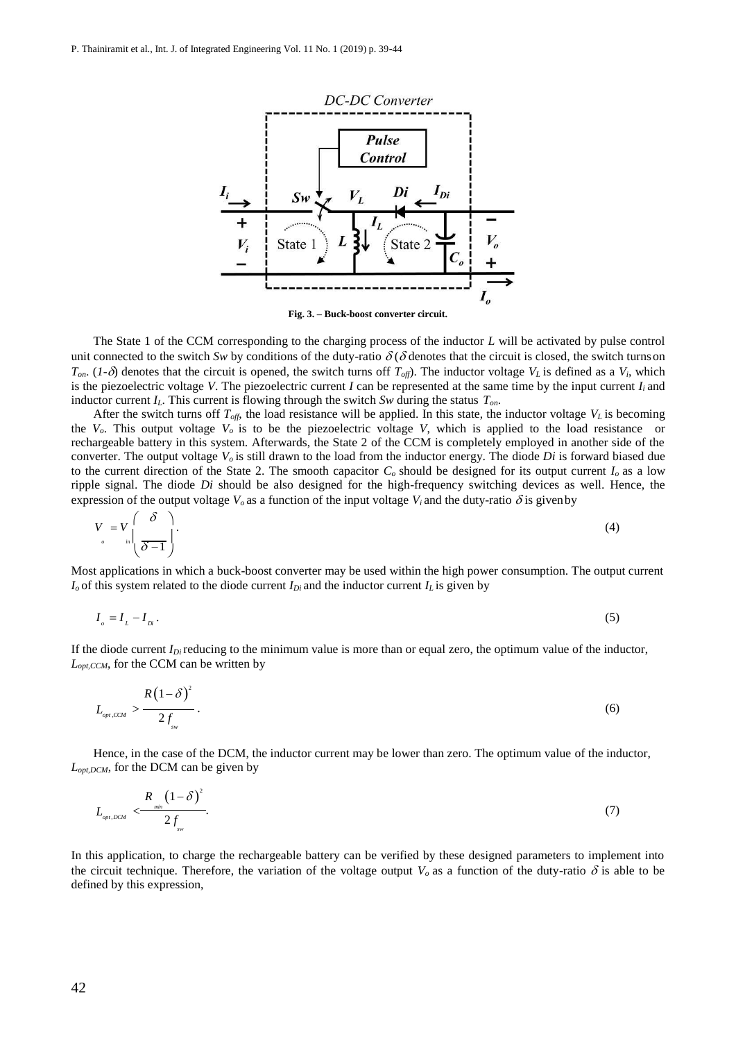Fig. 3. – Buck-boost converter circuit.

The State 1 of the CCM corresponding to the charging process of the inductor $L$ will be activated by pulse control unit connected to the switch $Sw$ by conditions of the duty-ratio $\delta$ ($\delta$ denotes that the circuit is closed, the switch turns on $T_{on}$. ($1$-$\delta$) denotes that the circuit is opened, the switch turns off $T_{off}$). The inductor voltage $V_L$ is defined as a $V_i$, which is the piezoelectric voltage $V$. The piezoelectric current $I$ can be represented at the same time by the input current $I_i$ and inductor current $I_L$. This current is flowing through the switch $Sw$ during the status $T_{on}$.

After the switch turns off $T_{off}$, the load resistance will be applied. In this state, the inductor voltage $V_L$ is becoming the $V_o$. This output voltage $V_o$ is to be the piezoelectric voltage $V$, which is applied to the load resistance or rechargeable battery in this system. Afterwards, the State 2 of the CCM is completely employed in another side of the converter. The output voltage $V_o$ is still drawn to the load from the inductor energy. The diode $Di$ is forward biased due to the current direction of the State 2. The smooth capacitor $C_o$ should be designed for its output current $I_o$ as a low ripple signal. The diode $Di$ should be also designed for the high-frequency switching devices as well. Hence, the expression of the output voltage $V_o$ as a function of the input voltage $V_i$ and the duty-ratio $\delta$ is given by

$$V_o = V_{in}\left(\frac{\delta}{\delta - 1}\right). \tag{4}$$

Most applications in which a buck-boost converter may be used within the high power consumption. The output current $I_o$ of this system related to the diode current $I_{Di}$ and the inductor current $I_L$ is given by

$$I_o = I_L - I_{Di}. \tag{5}$$

If the diode current $I_{Di}$ reducing to the minimum value is more than or equal zero, the optimum value of the inductor, $L_{opt,CCM}$, for the CCM can be written by

$$L_{opt,CCM} > \frac{R(1-\delta)^2}{2 f_{sw}}. \tag{6}$$

Hence, in the case of the DCM, the inductor current may be lower than zero. The optimum value of the inductor, $L_{opt,DCM}$, for the DCM can be given by

$$L_{opt,DCM} < \frac{R_{min}(1-\delta)^2}{2 f_{sw}}. \tag{7}$$

In this application, to charge the rechargeable battery can be verified by these designed parameters to implement into the circuit technique. Therefore, the variation of the voltage output $V_o$ as a function of the duty-ratio $\delta$ is able to be defined by this expression,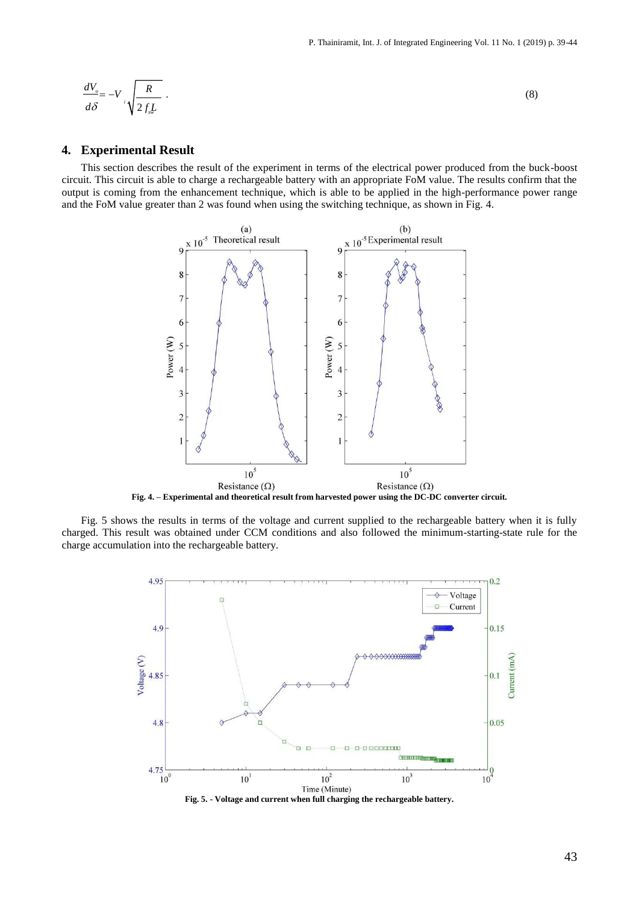$$\frac{dV_o}{d\delta} = -V_i \sqrt{\frac{R}{2 f_{sw} L}} \,. \tag{8}$$

## 4. Experimental Result

This section describes the result of the experiment in terms of the electrical power produced from the buck-boost circuit. This circuit is able to charge a rechargeable battery with an appropriate FoM value. The results confirm that the output is coming from the enhancement technique, which is able to be applied in the high-performance power range and the FoM value greater than 2 was found when using the switching technique, as shown in Fig. 4.

**Fig. 4. – Experimental and theoretical result from harvested power using the DC-DC converter circuit.**

Fig. 5 shows the results in terms of the voltage and current supplied to the rechargeable battery when it is fully charged. This result was obtained under CCM conditions and also followed the minimum-starting-state rule for the charge accumulation into the rechargeable battery.

**Fig. 5. - Voltage and current when full charging the rechargeable battery.**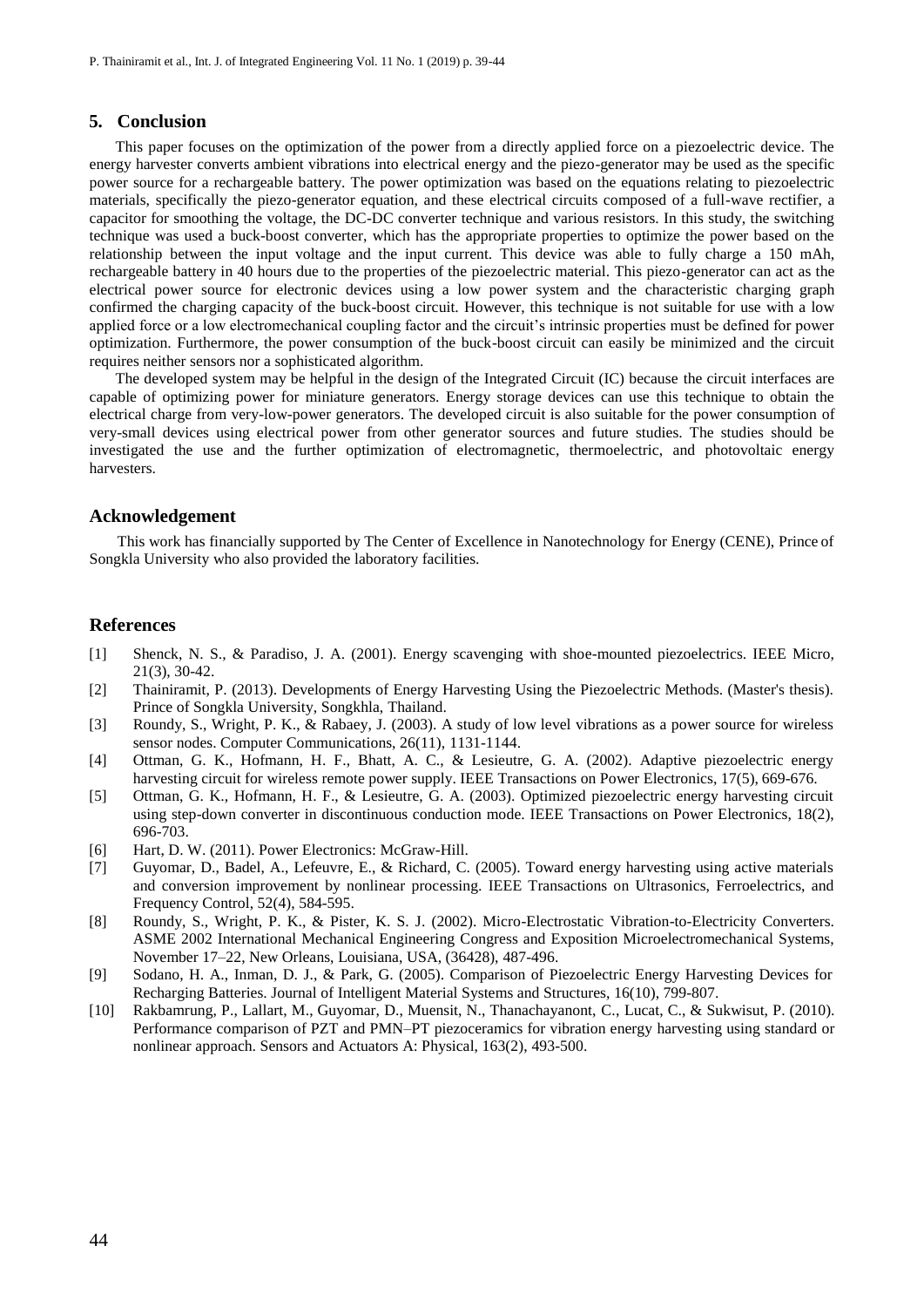## 5. Conclusion

This paper focuses on the optimization of the power from a directly applied force on a piezoelectric device. The energy harvester converts ambient vibrations into electrical energy and the piezo-generator may be used as the specific power source for a rechargeable battery. The power optimization was based on the equations relating to piezoelectric materials, specifically the piezo-generator equation, and these electrical circuits composed of a full-wave rectifier, a capacitor for smoothing the voltage, the DC-DC converter technique and various resistors. In this study, the switching technique was used a buck-boost converter, which has the appropriate properties to optimize the power based on the relationship between the input voltage and the input current. This device was able to fully charge a 150 mAh, rechargeable battery in 40 hours due to the properties of the piezoelectric material. This piezo-generator can act as the electrical power source for electronic devices using a low power system and the characteristic charging graph confirmed the charging capacity of the buck-boost circuit. However, this technique is not suitable for use with a low applied force or a low electromechanical coupling factor and the circuit's intrinsic properties must be defined for power optimization. Furthermore, the power consumption of the buck-boost circuit can easily be minimized and the circuit requires neither sensors nor a sophisticated algorithm.

The developed system may be helpful in the design of the Integrated Circuit (IC) because the circuit interfaces are capable of optimizing power for miniature generators. Energy storage devices can use this technique to obtain the electrical charge from very-low-power generators. The developed circuit is also suitable for the power consumption of very-small devices using electrical power from other generator sources and future studies. The studies should be investigated the use and the further optimization of electromagnetic, thermoelectric, and photovoltaic energy harvesters.

## Acknowledgement

This work has financially supported by The Center of Excellence in Nanotechnology for Energy (CENE), Prince of Songkla University who also provided the laboratory facilities.

## References

[1] Shenck, N. S., & Paradiso, J. A. (2001). Energy scavenging with shoe-mounted piezoelectrics. IEEE Micro, 21(3), 30-42.

[2] Thainiramit, P. (2013). Developments of Energy Harvesting Using the Piezoelectric Methods. (Master's thesis). Prince of Songkla University, Songkhla, Thailand.

[3] Roundy, S., Wright, P. K., & Rabaey, J. (2003). A study of low level vibrations as a power source for wireless sensor nodes. Computer Communications, 26(11), 1131-1144.

[4] Ottman, G. K., Hofmann, H. F., Bhatt, A. C., & Lesieutre, G. A. (2002). Adaptive piezoelectric energy harvesting circuit for wireless remote power supply. IEEE Transactions on Power Electronics, 17(5), 669-676.

[5] Ottman, G. K., Hofmann, H. F., & Lesieutre, G. A. (2003). Optimized piezoelectric energy harvesting circuit using step-down converter in discontinuous conduction mode. IEEE Transactions on Power Electronics, 18(2), 696-703.

[6] Hart, D. W. (2011). Power Electronics: McGraw-Hill.

[7] Guyomar, D., Badel, A., Lefeuvre, E., & Richard, C. (2005). Toward energy harvesting using active materials and conversion improvement by nonlinear processing. IEEE Transactions on Ultrasonics, Ferroelectrics, and Frequency Control, 52(4), 584-595.

[8] Roundy, S., Wright, P. K., & Pister, K. S. J. (2002). Micro-Electrostatic Vibration-to-Electricity Converters. ASME 2002 International Mechanical Engineering Congress and Exposition Microelectromechanical Systems, November 17–22, New Orleans, Louisiana, USA, (36428), 487-496.

[9] Sodano, H. A., Inman, D. J., & Park, G. (2005). Comparison of Piezoelectric Energy Harvesting Devices for Recharging Batteries. Journal of Intelligent Material Systems and Structures, 16(10), 799-807.

[10] Rakbamrung, P., Lallart, M., Guyomar, D., Muensit, N., Thanachayanont, C., Lucat, C., & Sukwisut, P. (2010). Performance comparison of PZT and PMN–PT piezoceramics for vibration energy harvesting using standard or nonlinear approach. Sensors and Actuators A: Physical, 163(2), 493-500.